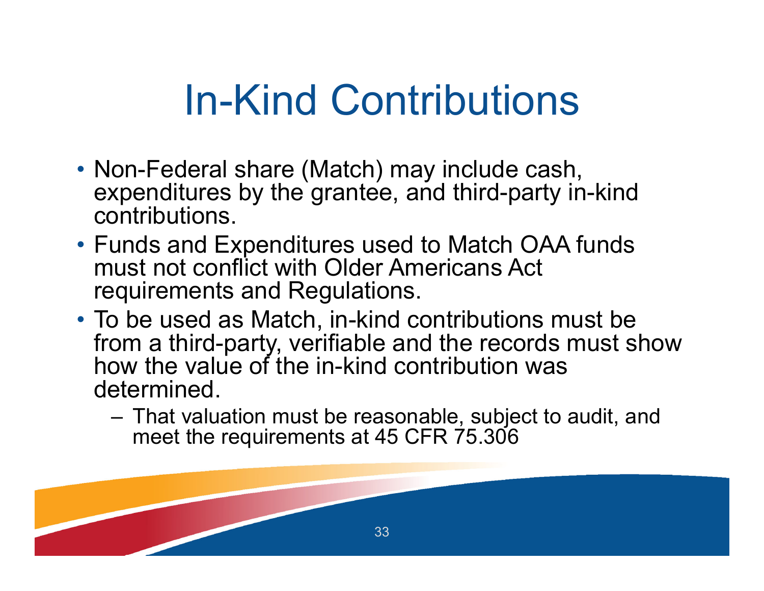# In-Kind Contributions

- Non-Federal share (Match) may include cash, expenditures by the grantee, and third-party in-kind contributions.
- Funds and Expenditures used to Match OAA funds must not conflict with Older Americans Act requirements and Regulations.
- To be used as Match, in-kind contributions must be from a third-party, verifiable and the records must show how the value of the in-kind contribution was determined.
  - That valuation must be reasonable, subject to audit, and meet the requirements at 45 CFR 75.306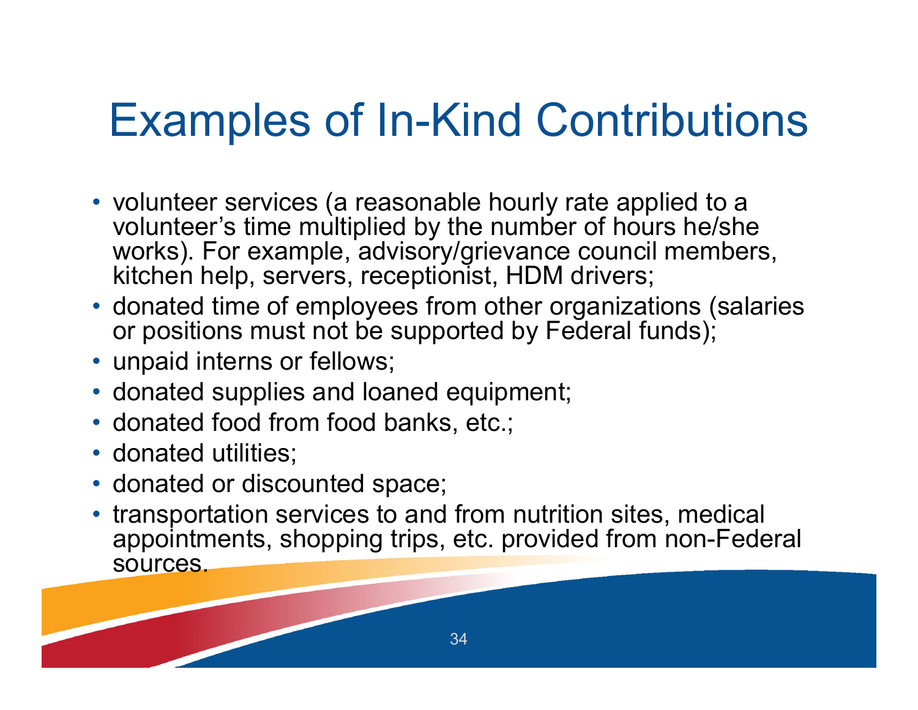# Examples of In-Kind Contributions

- volunteer services (a reasonable hourly rate applied to a volunteer's time multiplied by the number of hours he/she works). For example, advisory/grievance council members, kitchen help, servers, receptionist, HDM drivers;
- donated time of employees from other organizations (salaries or positions must not be supported by Federal funds);
- unpaid interns or fellows;
- donated supplies and loaned equipment;
- donated food from food banks, etc.;
- donated utilities;
- donated or discounted space;
- transportation services to and from nutrition sites, medical appointments, shopping trips, etc. provided from non-Federal sources.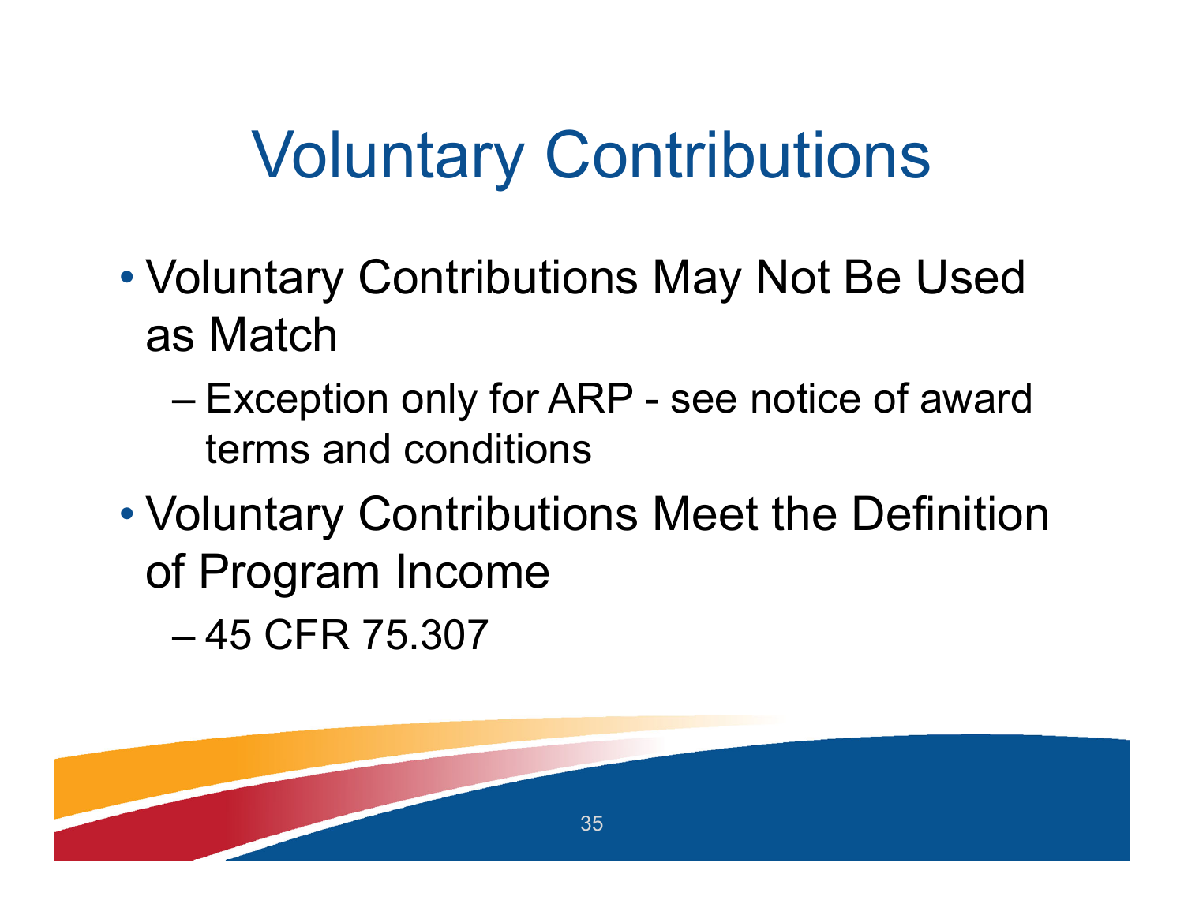# Voluntary Contributions

- Voluntary Contributions May Not Be Used as Match
  - Exception only for ARP - see notice of award terms and conditions
- Voluntary Contributions Meet the Definition of Program Income
  - 45 CFR 75.307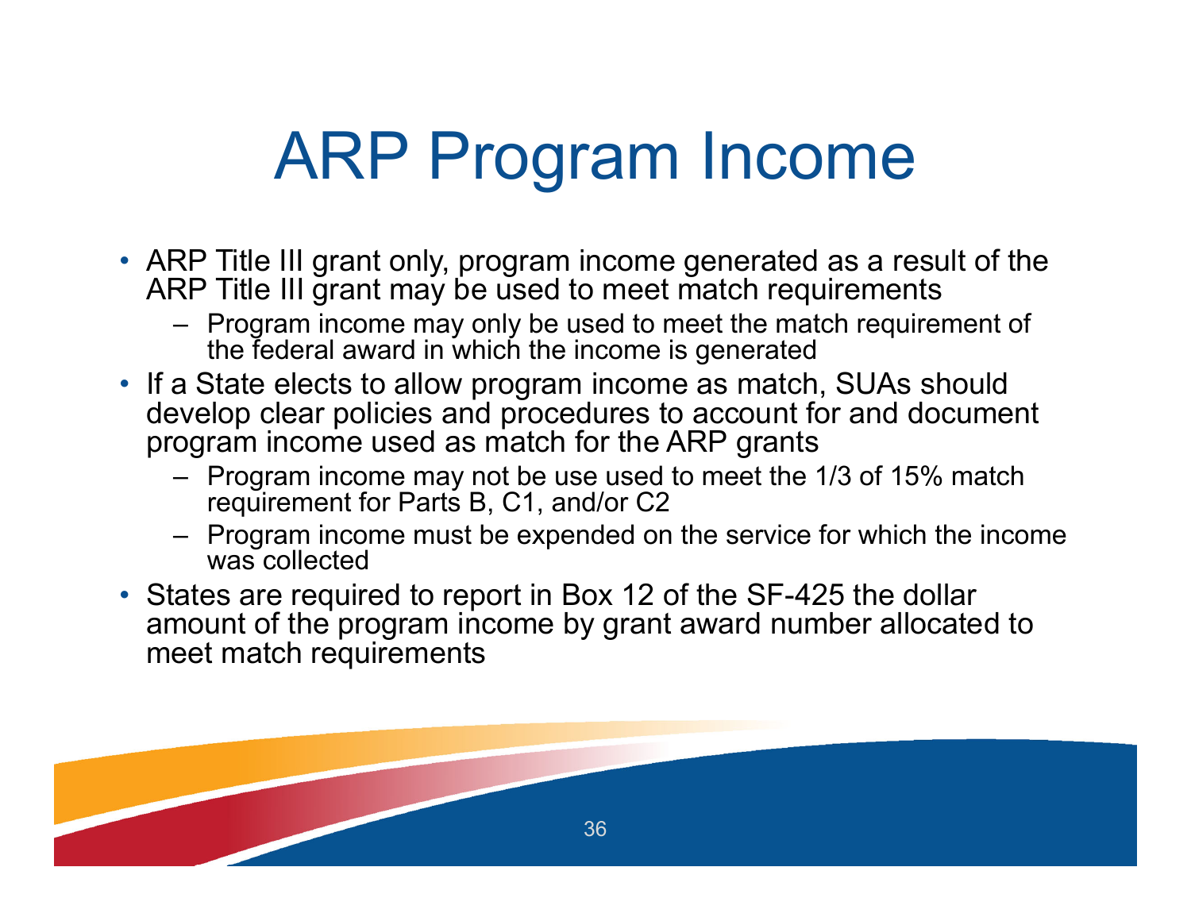# ARP Program Income

- ARP Title III grant only, program income generated as a result of the ARP Title III grant may be used to meet match requirements
  - Program income may only be used to meet the match requirement of the federal award in which the income is generated
- If a State elects to allow program income as match, SUAs should develop clear policies and procedures to account for and document program income used as match for the ARP grants
  - Program income may not be use used to meet the 1/3 of 15% match requirement for Parts B, C1, and/or C2
  - Program income must be expended on the service for which the income was collected
- States are required to report in Box 12 of the SF-425 the dollar amount of the program income by grant award number allocated to meet match requirements